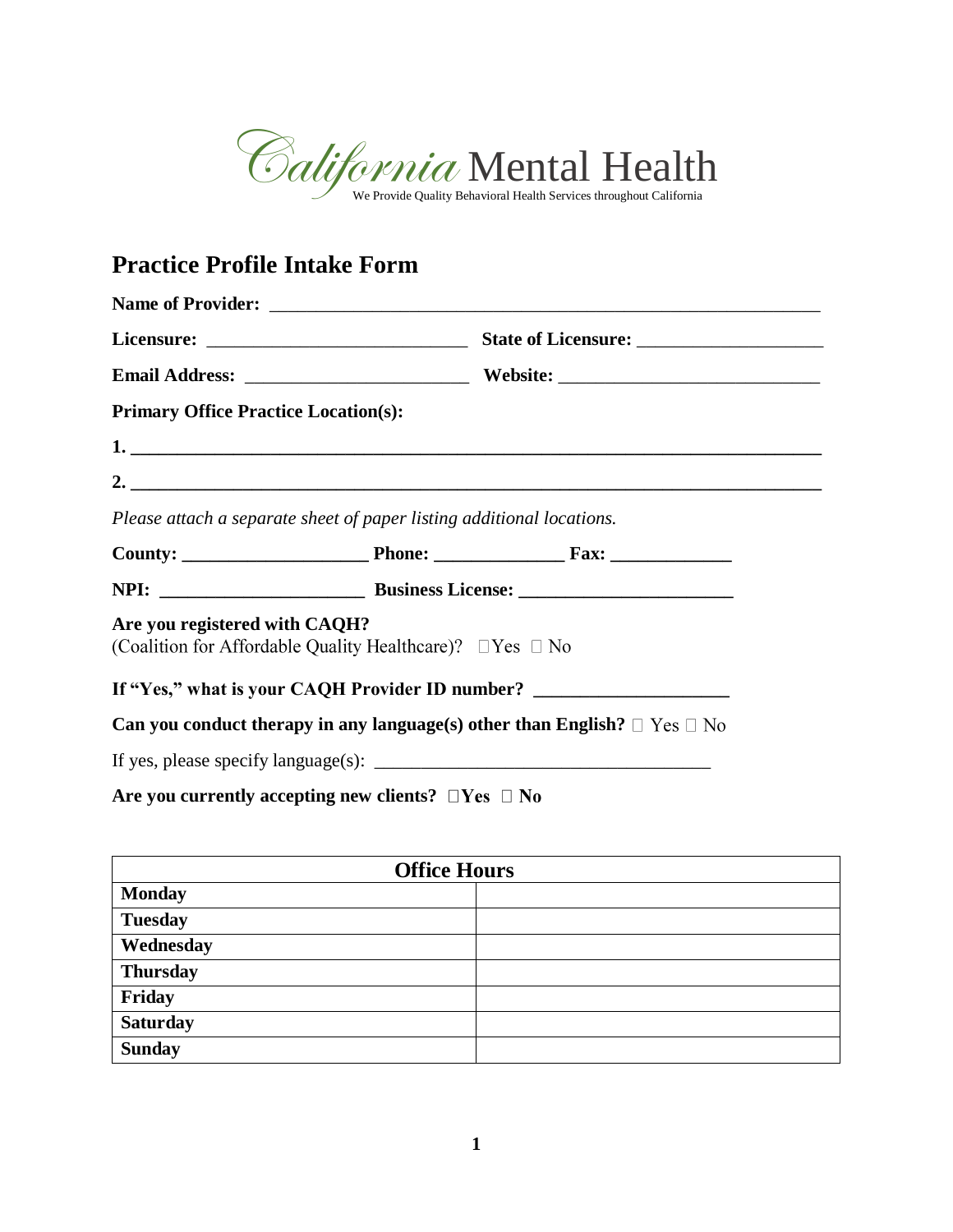California Mental Health

We Provide Quality Behavioral Health Services throughout California

# Practice Profile Intake Form

**Name of Provider:** ___________________________________________________________

**Licensure:** ____________________________ **State of Licensure:** ____________________

**Email Address:** _______________________ **Website:** ___________________________

**Primary Office Practice Location(s):**

**1. ___________________________________________________________________________**

**2. ___________________________________________________________________________**

*Please attach a separate sheet of paper listing additional locations.*

**County: ___________________ Phone: _____________ Fax: ____________**

**NPI: _____________________ Business License: ______________________**

**Are you registered with CAQH?**
(Coalition for Affordable Quality Healthcare)? ☐Yes ☐ No

**If "Yes," what is your CAQH Provider ID number? ____________________**

**Can you conduct therapy in any language(s) other than English?** ☐ Yes ☐ No

If yes, please specify language(s): ___________________________________

**Are you currently accepting new clients? ☐Yes ☐ No**

| **Office Hours** | |
|---|---|
| **Monday** | |
| **Tuesday** | |
| **Wednesday** | |
| **Thursday** | |
| **Friday** | |
| **Saturday** | |
| **Sunday** | |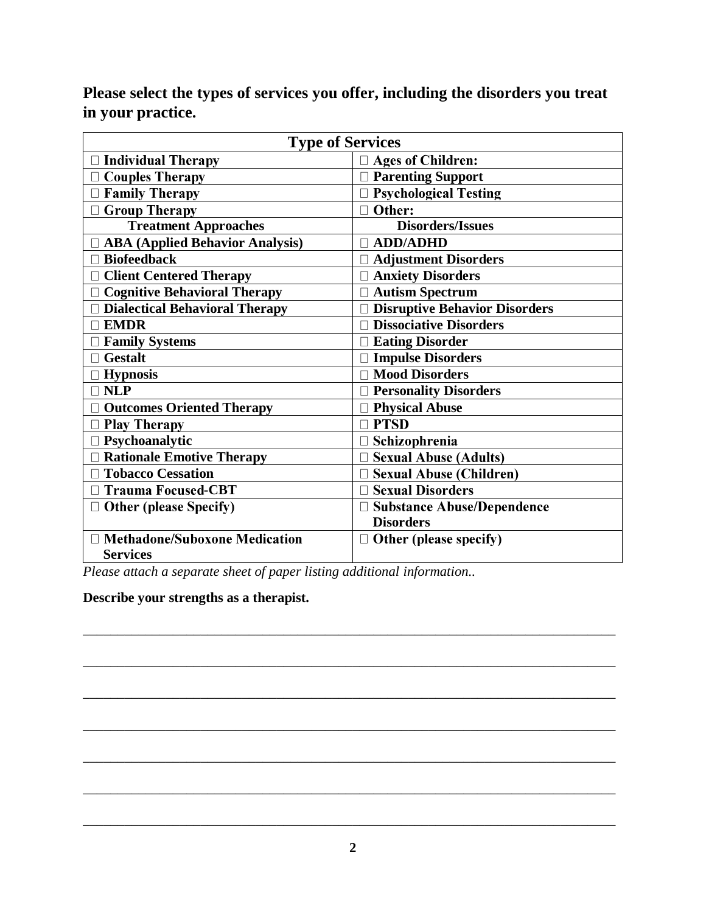**Please select the types of services you offer, including the disorders you treat in your practice.**

| Type of Services | |
|---|---|
| □ **Individual Therapy** | □ **Ages of Children:** |
| □ **Couples Therapy** | □ **Parenting Support** |
| □ **Family Therapy** | □ **Psychological Testing** |
| □ **Group Therapy** | □ **Other:** |
| **Treatment Approaches** | **Disorders/Issues** |
| □ **ABA (Applied Behavior Analysis)** | □ **ADD/ADHD** |
| □ **Biofeedback** | □ **Adjustment Disorders** |
| □ **Client Centered Therapy** | □ **Anxiety Disorders** |
| □ **Cognitive Behavioral Therapy** | □ **Autism Spectrum** |
| □ **Dialectical Behavioral Therapy** | □ **Disruptive Behavior Disorders** |
| □ **EMDR** | □ **Dissociative Disorders** |
| □ **Family Systems** | □ **Eating Disorder** |
| □ **Gestalt** | □ **Impulse Disorders** |
| □ **Hypnosis** | □ **Mood Disorders** |
| □ **NLP** | □ **Personality Disorders** |
| □ **Outcomes Oriented Therapy** | □ **Physical Abuse** |
| □ **Play Therapy** | □ **PTSD** |
| □ **Psychoanalytic** | □ **Schizophrenia** |
| □ **Rationale Emotive Therapy** | □ **Sexual Abuse (Adults)** |
| □ **Tobacco Cessation** | □ **Sexual Abuse (Children)** |
| □ **Trauma Focused-CBT** | □ **Sexual Disorders** |
| □ **Other (please Specify)** | □ **Substance Abuse/Dependence Disorders** |
| □ **Methadone/Suboxone Medication Services** | □ **Other (please specify)** |

*Please attach a separate sheet of paper listing additional information..*

**Describe your strengths as a therapist.**

_______________________________________________________________________________

_______________________________________________________________________________

_______________________________________________________________________________

_______________________________________________________________________________

_______________________________________________________________________________

_______________________________________________________________________________

_______________________________________________________________________________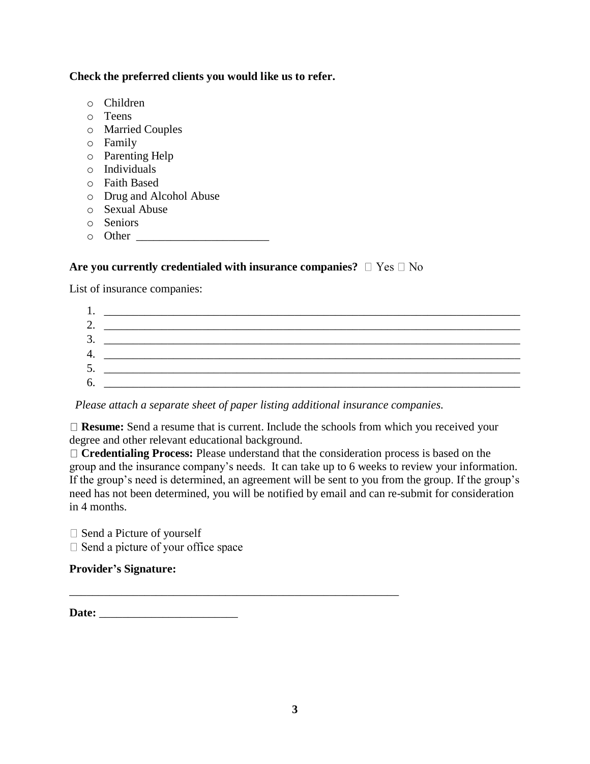**Check the preferred clients you would like us to refer.**

- Children
- Teens
- Married Couples
- Family
- Parenting Help
- Individuals
- Faith Based
- Drug and Alcohol Abuse
- Sexual Abuse
- Seniors
- Other ______________________

**Are you currently credentialed with insurance companies?** ☐ Yes ☐ No

List of insurance companies:

1. ___________________________________________________________________________
2. ___________________________________________________________________________
3. ___________________________________________________________________________
4. ___________________________________________________________________________
5. ___________________________________________________________________________
6. ___________________________________________________________________________

*Please attach a separate sheet of paper listing additional insurance companies.*

☐ **Resume:** Send a resume that is current. Include the schools from which you received your degree and other relevant educational background.

☐ **Credentialing Process:** Please understand that the consideration process is based on the group and the insurance company's needs. It can take up to 6 weeks to review your information. If the group's need is determined, an agreement will be sent to you from the group. If the group's need has not been determined, you will be notified by email and can re-submit for consideration in 4 months.

☐ Send a Picture of yourself

☐ Send a picture of your office space

**Provider's Signature:**

___________________________________________________________

**Date:** ________________________